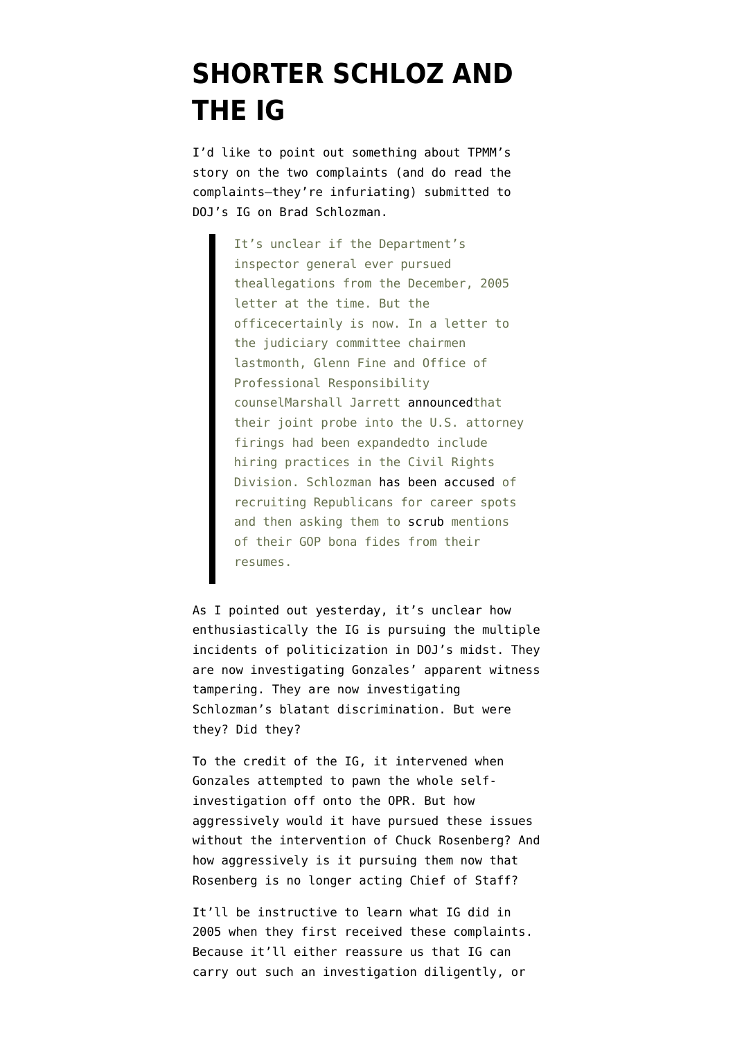# SHORTER SCHLOZ AND THE IG

I'd like to point out something about TPMM's story on the two complaints (and do read the complaints–they're infuriating) submitted to DOJ's IG on Brad Schlozman.

> It's unclear if the Department's inspector general ever pursued theallegations from the December, 2005 letter at the time. But the officecertainly is now. In a letter to the judiciary committee chairmen lastmonth, Glenn Fine and Office of Professional Responsibility counselMarshall Jarrett announcedthat their joint probe into the U.S. attorney firings had been expandedto include hiring practices in the Civil Rights Division. Schlozman has been accused of recruiting Republicans for career spots and then asking them to scrub mentions of their GOP bona fides from their resumes.

As I pointed out yesterday, it's unclear how enthusiastically the IG is pursuing the multiple incidents of politicization in DOJ's midst. They are now investigating Gonzales' apparent witness tampering. They are now investigating Schlozman's blatant discrimination. But were they? Did they?

To the credit of the IG, it intervened when Gonzales attempted to pawn the whole self-investigation off onto the OPR. But how aggressively would it have pursued these issues without the intervention of Chuck Rosenberg? And how aggressively is it pursuing them now that Rosenberg is no longer acting Chief of Staff?

It'll be instructive to learn what IG did in 2005 when they first received these complaints. Because it'll either reassure us that IG can carry out such an investigation diligently, or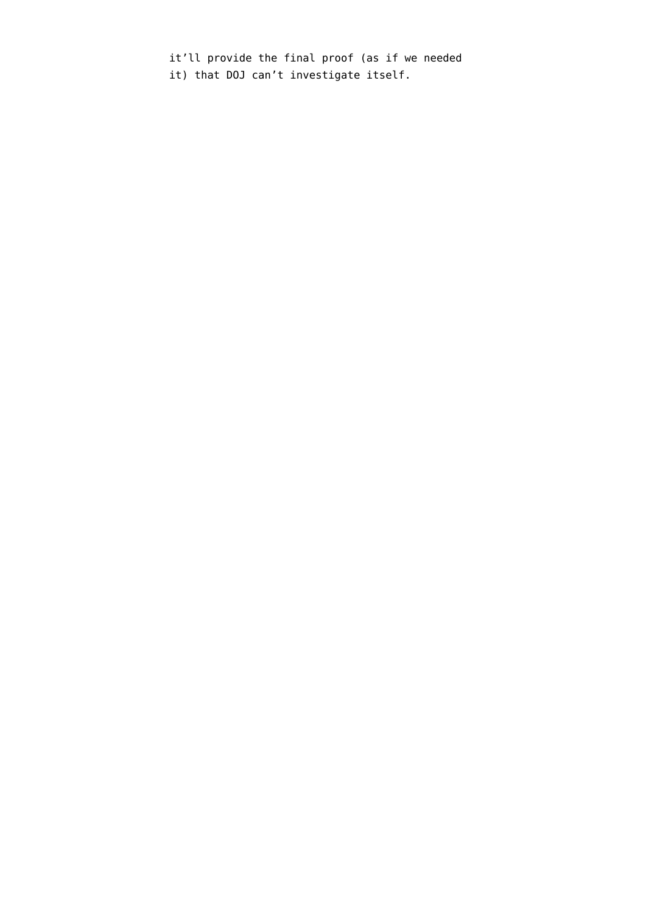it’ll provide the final proof (as if we needed it) that DOJ can’t investigate itself.